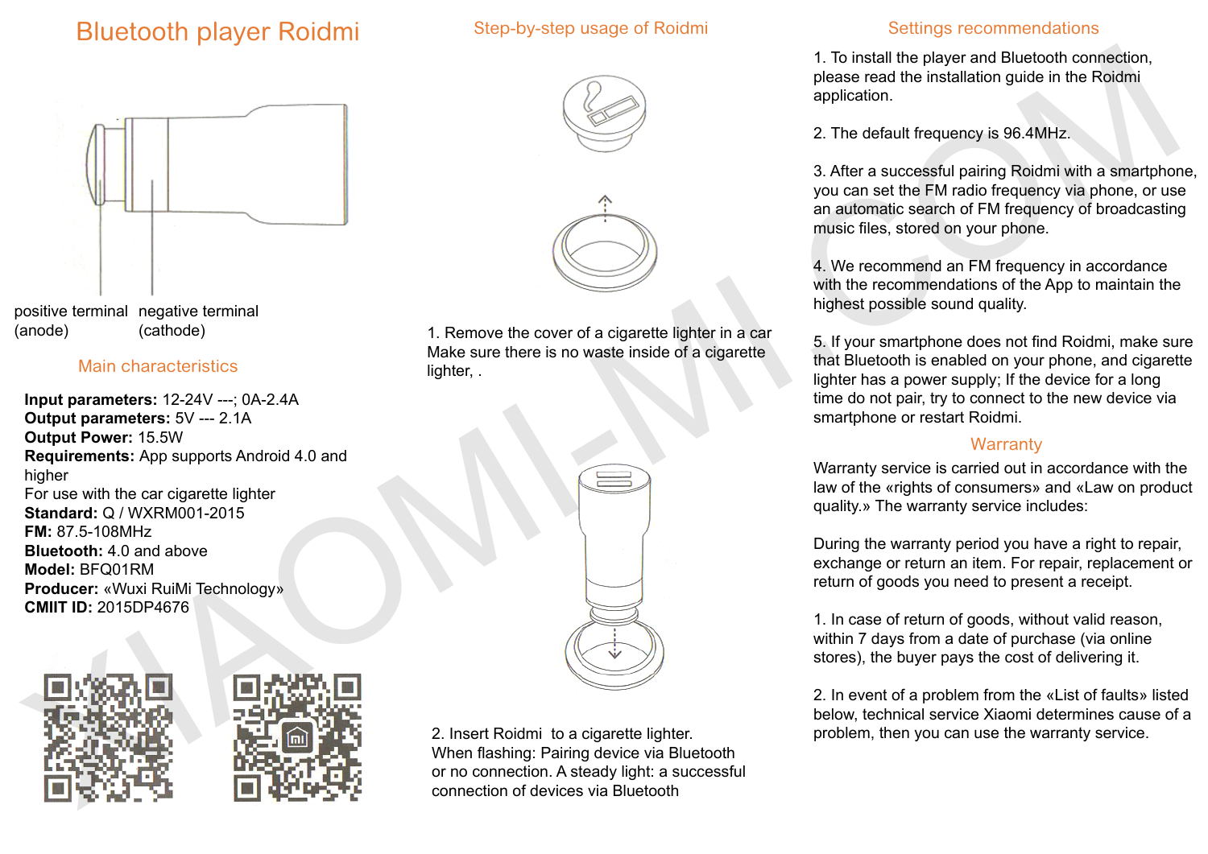# Bluetooth player Roidmi

positive terminal (anode)

negative terminal (cathode)

## Main characteristics

**Input parameters:** 12-24V ---; 0A-2.4A
**Output parameters:** 5V --- 2.1A
**Output Power:** 15.5W
**Requirements:** App supports Android 4.0 and higher
For use with the car cigarette lighter
**Standard:** Q / WXRM001-2015
**FM:** 87.5-108MHz
**Bluetooth:** 4.0 and above
**Model:** BFQ01RM
**Producer:** «Wuxi RuiMi Technology»
**CMIIT ID:** 2015DP4676

## Step-by-step usage of Roidmi

1. Remove the cover of a cigarette lighter in a car Make sure there is no waste inside of a cigarette lighter, .

2. Insert Roidmi to a cigarette lighter.
When flashing: Pairing device via Bluetooth or no connection. A steady light: a successful connection of devices via Bluetooth

## Settings recommendations

1. To install the player and Bluetooth connection, please read the installation guide in the Roidmi application.

2. The default frequency is 96.4MHz.

3. After a successful pairing Roidmi with a smartphone, you can set the FM radio frequency via phone, or use an automatic search of FM frequency of broadcasting music files, stored on your phone.

4. We recommend an FM frequency in accordance with the recommendations of the App to maintain the highest possible sound quality.

5. If your smartphone does not find Roidmi, make sure that Bluetooth is enabled on your phone, and cigarette lighter has a power supply; If the device for a long time do not pair, try to connect to the new device via smartphone or restart Roidmi.

## Warranty

Warranty service is carried out in accordance with the law of the «rights of consumers» and «Law on product quality.» The warranty service includes:

During the warranty period you have a right to repair, exchange or return an item. For repair, replacement or return of goods you need to present a receipt.

1. In case of return of goods, without valid reason, within 7 days from a date of purchase (via online stores), the buyer pays the cost of delivering it.

2. In event of a problem from the «List of faults» listed below, technical service Xiaomi determines cause of a problem, then you can use the warranty service.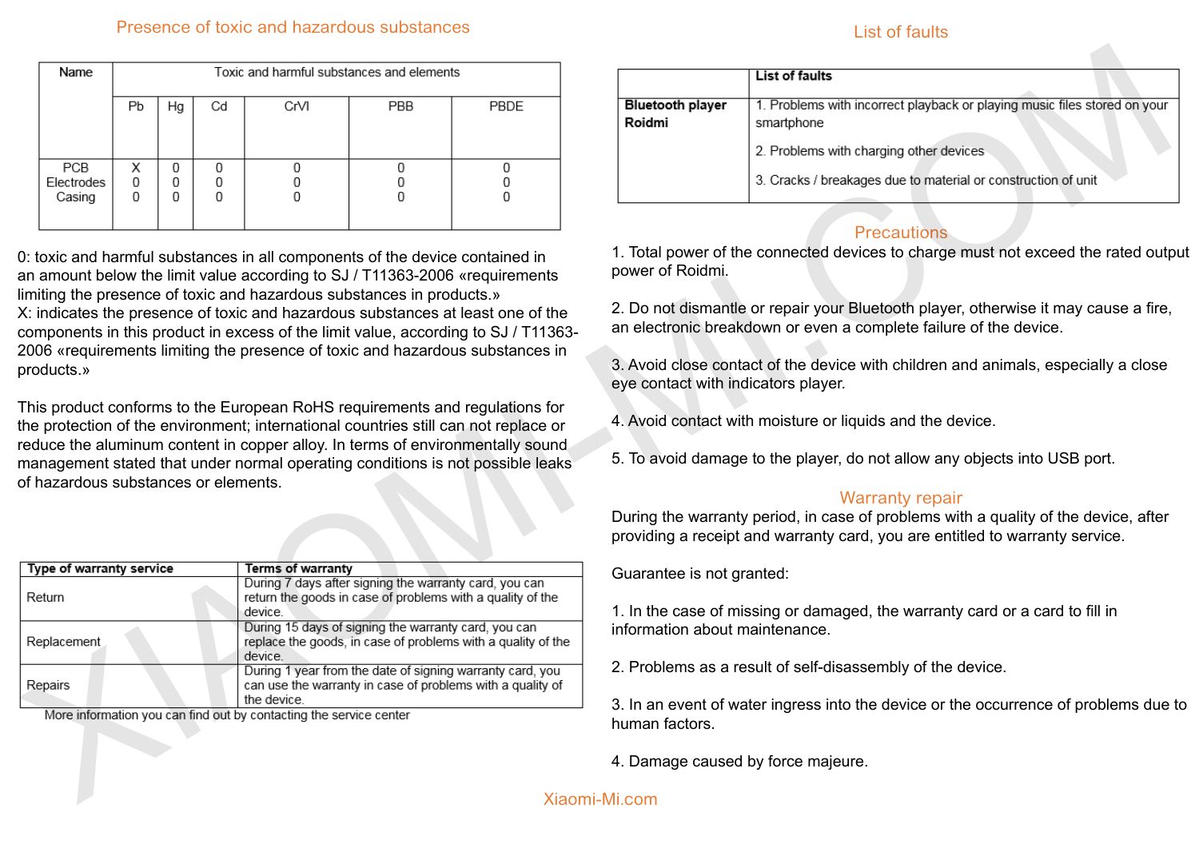## Presence of toxic and hazardous substances

| Name | Toxic and harmful substances and elements | | | | | |
|---|---|---|---|---|---|---|
| | Pb | Hg | Cd | CrVI | PBB | PBDE |
| PCB | X | 0 | 0 | 0 | 0 | 0 |
| Electrodes | 0 | 0 | 0 | 0 | 0 | 0 |
| Casing | 0 | 0 | 0 | 0 | 0 | 0 |

0: toxic and harmful substances in all components of the device contained in an amount below the limit value according to SJ / T11363-2006 «requirements limiting the presence of toxic and hazardous substances in products.»
X: indicates the presence of toxic and hazardous substances at least one of the components in this product in excess of the limit value, according to SJ / T11363-2006 «requirements limiting the presence of toxic and hazardous substances in products.»

This product conforms to the European RoHS requirements and regulations for the protection of the environment; international countries still can not replace or reduce the aluminum content in copper alloy. In terms of environmentally sound management stated that under normal operating conditions is not possible leaks of hazardous substances or elements.

| Type of warranty service | Terms of warranty |
|---|---|
| Return | During 7 days after signing the warranty card, you can return the goods in case of problems with a quality of the device. |
| Replacement | During 15 days of signing the warranty card, you can replace the goods, in case of problems with a quality of the device. |
| Repairs | During 1 year from the date of signing warranty card, you can use the warranty in case of problems with a quality of the device. |

More information you can find out by contacting the service center

## List of faults

| | List of faults |
|---|---|
| **Bluetooth player Roidmi** | 1. Problems with incorrect playback or playing music files stored on your smartphone<br>2. Problems with charging other devices<br>3. Cracks / breakages due to material or construction of unit |

## Precautions

1. Total power of the connected devices to charge must not exceed the rated output power of Roidmi.

2. Do not dismantle or repair your Bluetooth player, otherwise it may cause a fire, an electronic breakdown or even a complete failure of the device.

3. Avoid close contact of the device with children and animals, especially a close eye contact with indicators player.

4. Avoid contact with moisture or liquids and the device.

5. To avoid damage to the player, do not allow any objects into USB port.

## Warranty repair

During the warranty period, in case of problems with a quality of the device, after providing a receipt and warranty card, you are entitled to warranty service.

Guarantee is not granted:

1. In the case of missing or damaged, the warranty card or a card to fill in information about maintenance.

2. Problems as a result of self-disassembly of the device.

3. In an event of water ingress into the device or the occurrence of problems due to human factors.

4. Damage caused by force majeure.